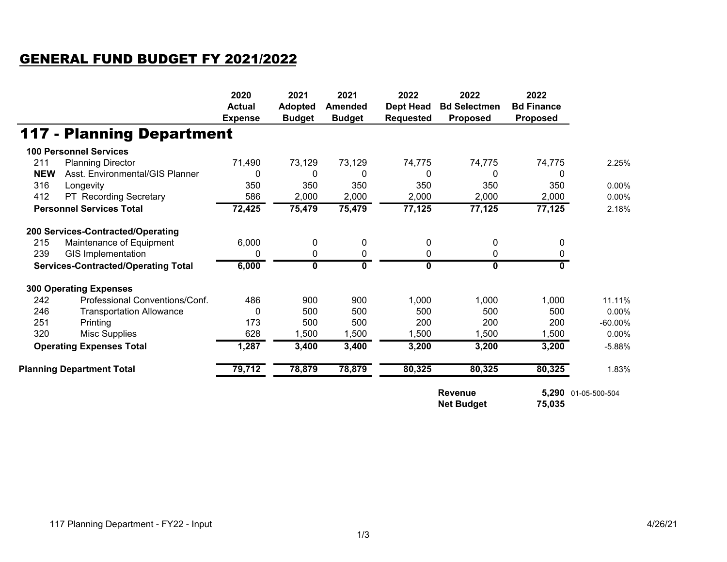# GENERAL FUND BUDGET FY 2021/2022

## 117 - Planning Department

| | | 2020 Actual Expense | 2021 Adopted Budget | 2021 Amended Budget | 2022 Dept Head Requested | 2022 Bd Selectmen Proposed | 2022 Bd Finance Proposed | |
|---|---|---|---|---|---|---|---|---|
| **100 Personnel Services** | | | | | | | | |
| 211 | Planning Director | 71,490 | 73,129 | 73,129 | 74,775 | 74,775 | 74,775 | 2.25% |
| **NEW** | Asst. Environmental/GIS Planner | 0 | 0 | 0 | 0 | 0 | 0 | |
| 316 | Longevity | 350 | 350 | 350 | 350 | 350 | 350 | 0.00% |
| 412 | PT Recording Secretary | 586 | 2,000 | 2,000 | 2,000 | 2,000 | 2,000 | 0.00% |
| **Personnel Services Total** | | **72,425** | **75,479** | **75,479** | **77,125** | **77,125** | **77,125** | 2.18% |
| **200 Services-Contracted/Operating** | | | | | | | | |
| 215 | Maintenance of Equipment | 6,000 | 0 | 0 | 0 | 0 | 0 | |
| 239 | GIS Implementation | 0 | 0 | 0 | 0 | 0 | 0 | |
| **Services-Contracted/Operating Total** | | **6,000** | **0** | **0** | **0** | **0** | **0** | |
| **300 Operating Expenses** | | | | | | | | |
| 242 | Professional Conventions/Conf. | 486 | 900 | 900 | 1,000 | 1,000 | 1,000 | 11.11% |
| 246 | Transportation Allowance | 0 | 500 | 500 | 500 | 500 | 500 | 0.00% |
| 251 | Printing | 173 | 500 | 500 | 200 | 200 | 200 | -60.00% |
| 320 | Misc Supplies | 628 | 1,500 | 1,500 | 1,500 | 1,500 | 1,500 | 0.00% |
| **Operating Expenses Total** | | **1,287** | **3,400** | **3,400** | **3,200** | **3,200** | **3,200** | -5.88% |
| **Planning Department Total** | | **79,712** | **78,879** | **78,879** | **80,325** | **80,325** | **80,325** | 1.83% |
| | | | | | | **Revenue** | **5,290** | 01-05-500-504 |
| | | | | | | **Net Budget** | **75,035** | |

117 Planning Department - FY22 - Input

4/26/21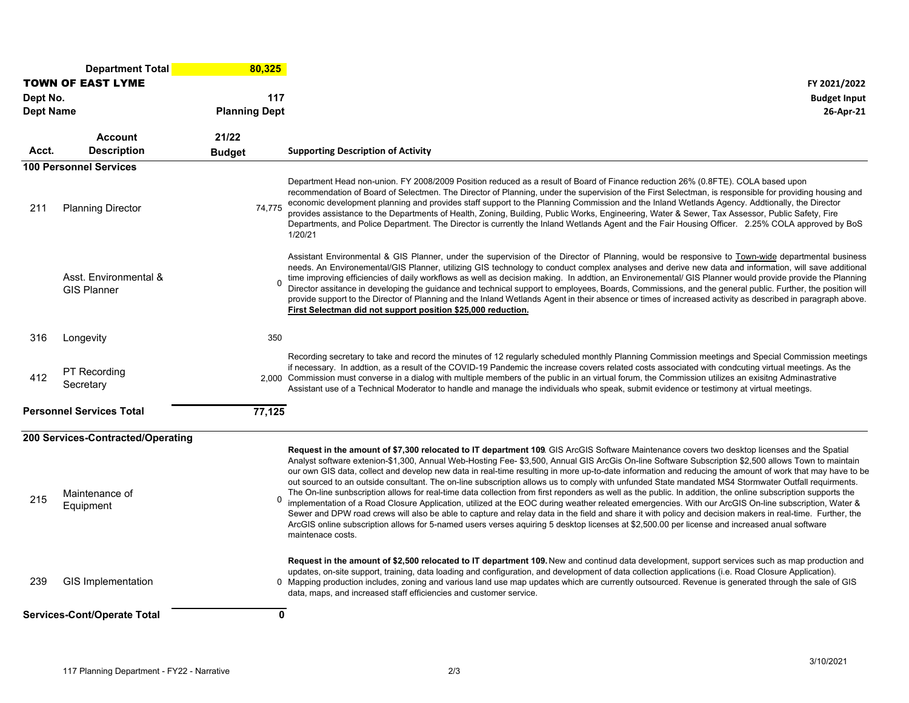| Department Total | 80,325 | |
|---|---|---|
| **TOWN OF EAST LYME** | | **FY 2021/2022** |
| **Dept No.** | **117** | **Budget Input** |
| **Dept Name** | **Planning Dept** | **26-Apr-21** |

| Acct. | Account Description | 21/22 Budget | Supporting Description of Activity |
|---|---|---|---|
| **100 Personnel Services** | | | |
| 211 | Planning Director | 74,775 | Department Head non-union. FY 2008/2009 Position reduced as a result of Board of Finance reduction 26% (0.8FTE). COLA based upon recommendation of Board of Selectmen. The Director of Planning, under the supervision of the First Selectman, is responsible for providing housing and economic development planning and provides staff support to the Planning Commission and the Inland Wetlands Agency. Addtionally, the Director provides assistance to the Departments of Health, Zoning, Building, Public Works, Engineering, Water & Sewer, Tax Assessor, Public Safety, Fire Departments, and Police Department. The Director is currently the Inland Wetlands Agent and the Fair Housing Officer. 2.25% COLA approved by BoS 1/20/21 |
| | Asst. Environmental & GIS Planner | 0 | Assistant Environmental & GIS Planner, under the supervision of the Director of Planning, would be responsive to Town-wide departmental business needs. An Environemental/GIS Planner, utilizing GIS technology to conduct complex analyses and derive new data and information, will save additional time improving efficiencies of daily workflows as well as decision making. In addtion, an Environemental/ GIS Planner would provide provide the Planning Director assitance in developing the guidance and technical support to employees, Boards, Commissions, and the general public. Further, the position will provide support to the Director of Planning and the Inland Wetlands Agent in their absence or times of increased activity as described in paragraph above. **First Selectman did not support position $25,000 reduction.** |
| 316 | Longevity | 350 | |
| 412 | PT Recording Secretary | 2,000 | Recording secretary to take and record the minutes of 12 regularly scheduled monthly Planning Commission meetings and Special Commission meetings if necessary. In addtion, as a result of the COVID-19 Pandemic the increase covers related costs associated with condcuting virtual meetings. As the Commission must converse in a dialog with multiple members of the public in an virtual forum, the Commission utilizes an exisitng Adminastrative Assistant use of a Technical Moderator to handle and manage the individuals who speak, submit evidence or testimony at virtual meetings. |
| **Personnel Services Total** | | **77,125** | |
| **200 Services-Contracted/Operating** | | | |
| 215 | Maintenance of Equipment | 0 | **Request in the amount of $7,300 relocated to IT department 109**. GIS ArcGIS Software Maintenance covers two desktop licenses and the Spatial Analyst software extenion-$1,300, Annual Web-Hosting Fee- $3,500, Annual GIS ArcGis On-line Software Subscription $2,500 allows Town to maintain our own GIS data, collect and develop new data in real-time resulting in more up-to-date information and reducing the amount of work that may have to be out sourced to an outside consultant. The on-line subscription allows us to comply with unfunded State mandated MS4 Stormwater Outfall requirments. The On-line sunbscription allows for real-time data collection from first reponders as well as the public. In addition, the online subscription supports the implementation of a Road Closure Application, utilized at the EOC during weather releated emergencies. With our ArcGIS On-line subscription, Water & Sewer and DPW road crews will also be able to capture and relay data in the field and share it with policy and decision makers in real-time. Further, the ArcGIS online subscription allows for 5-named users verses aquiring 5 desktop licenses at $2,500.00 per license and increased anual software maintenace costs. |
| 239 | GIS Implementation | 0 | **Request in the amount of $2,500 relocated to IT department 109.** New and continud data development, support services such as map production and updates, on-site support, training, data loading and configuration, and development of data collection applications (i.e. Road Closure Application). Mapping production includes, zoning and various land use map updates which are currently outsourced. Revenue is generated through the sale of GIS data, maps, and increased staff efficiencies and customer service. |
| **Services-Cont/Operate Total** | | **0** | |

117 Planning Department - FY22 - Narrative

3/10/2021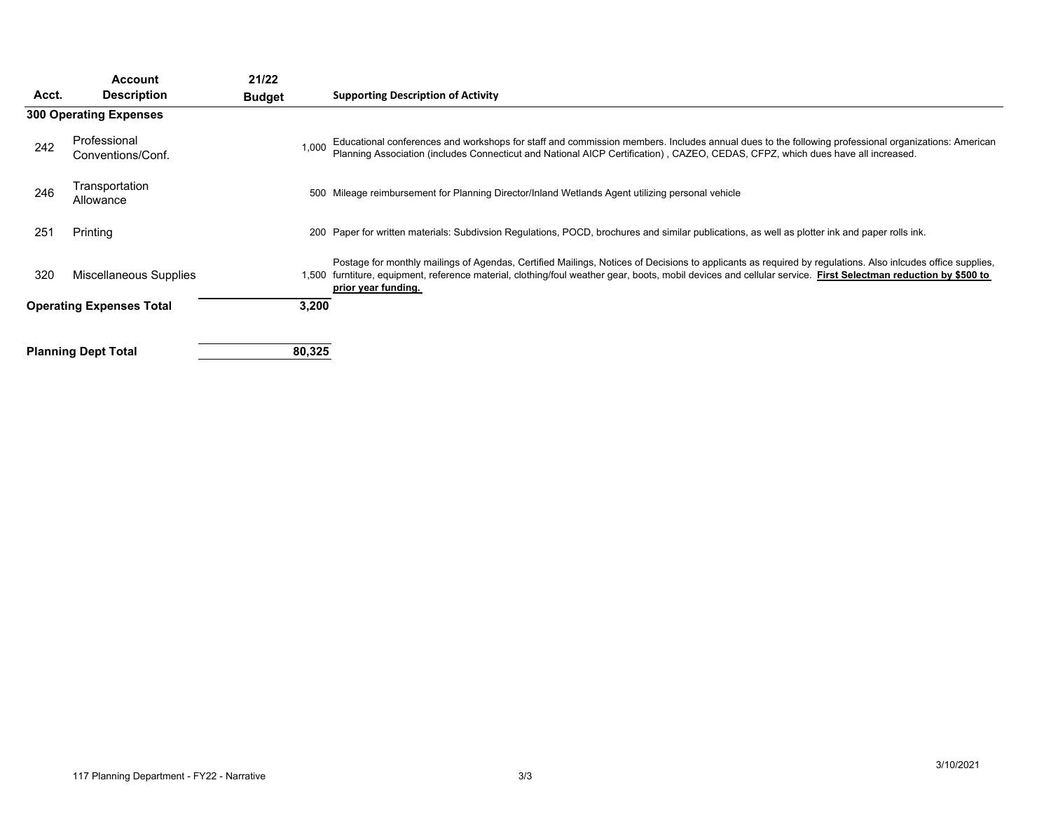| Acct. | Account Description | 21/22 Budget | Supporting Description of Activity |
|---|---|---|---|
| **300 Operating Expenses** | | | |
| 242 | Professional Conventions/Conf. | 1,000 | Educational conferences and workshops for staff and commission members. Includes annual dues to the following professional organizations: American Planning Association (includes Connecticut and National AICP Certification) , CAZEO, CEDAS, CFPZ, which dues have all increased. |
| 246 | Transportation Allowance | 500 | Mileage reimbursement for Planning Director/Inland Wetlands Agent utilizing personal vehicle |
| 251 | Printing | 200 | Paper for written materials: Subdivsion Regulations, POCD, brochures and similar publications, as well as plotter ink and paper rolls ink. |
| 320 | Miscellaneous Supplies | 1,500 | Postage for monthly mailings of Agendas, Certified Mailings, Notices of Decisions to applicants as required by regulations. Also inlcudes office supplies, furntiture, equipment, reference material, clothing/foul weather gear, boots, mobil devices and cellular service. **First Selectman reduction by $500 to prior year funding.** |
| **Operating Expenses Total** | | **3,200** | |
| **Planning Dept Total** | | **80,325** | |

3/10/2021

117 Planning Department - FY22 - Narrative